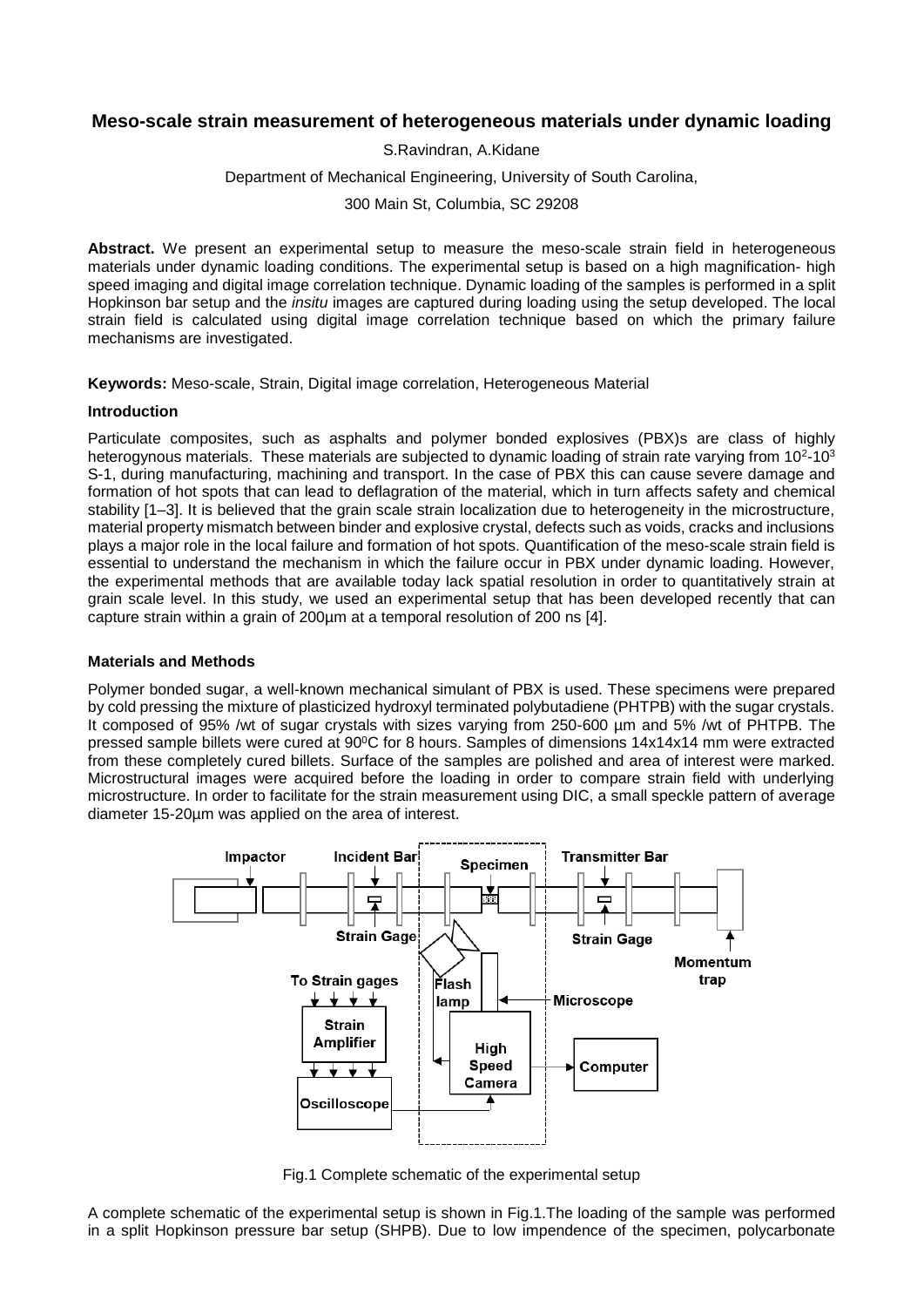## Meso-scale strain measurement of heterogeneous materials under dynamic loading

S.Ravindran, A.Kidane

Department of Mechanical Engineering, University of South Carolina,

300 Main St, Columbia, SC 29208

**Abstract.** We present an experimental setup to measure the meso-scale strain field in heterogeneous materials under dynamic loading conditions. The experimental setup is based on a high magnification- high speed imaging and digital image correlation technique. Dynamic loading of the samples is performed in a split Hopkinson bar setup and the *insitu* images are captured during loading using the setup developed. The local strain field is calculated using digital image correlation technique based on which the primary failure mechanisms are investigated.

**Keywords:** Meso-scale, Strain, Digital image correlation, Heterogeneous Material

### Introduction

Particulate composites, such as asphalts and polymer bonded explosives (PBX)s are class of highly heterogynous materials. These materials are subjected to dynamic loading of strain rate varying from $10^2$-$10^3$ S-1, during manufacturing, machining and transport. In the case of PBX this can cause severe damage and formation of hot spots that can lead to deflagration of the material, which in turn affects safety and chemical stability [1–3]. It is believed that the grain scale strain localization due to heterogeneity in the microstructure, material property mismatch between binder and explosive crystal, defects such as voids, cracks and inclusions plays a major role in the local failure and formation of hot spots. Quantification of the meso-scale strain field is essential to understand the mechanism in which the failure occur in PBX under dynamic loading. However, the experimental methods that are available today lack spatial resolution in order to quantitatively strain at grain scale level. In this study, we used an experimental setup that has been developed recently that can capture strain within a grain of 200µm at a temporal resolution of 200 ns [4].

### Materials and Methods

Polymer bonded sugar, a well-known mechanical simulant of PBX is used. These specimens were prepared by cold pressing the mixture of plasticized hydroxyl terminated polybutadiene (PHTPB) with the sugar crystals. It composed of 95% /wt of sugar crystals with sizes varying from 250-600 µm and 5% /wt of PHTPB. The pressed sample billets were cured at 90⁰C for 8 hours. Samples of dimensions 14x14x14 mm were extracted from these completely cured billets. Surface of the samples are polished and area of interest were marked. Microstructural images were acquired before the loading in order to compare strain field with underlying microstructure. In order to facilitate for the strain measurement using DIC, a small speckle pattern of average diameter 15-20µm was applied on the area of interest.

Fig.1 Complete schematic of the experimental setup

A complete schematic of the experimental setup is shown in Fig.1.The loading of the sample was performed in a split Hopkinson pressure bar setup (SHPB). Due to low impendence of the specimen, polycarbonate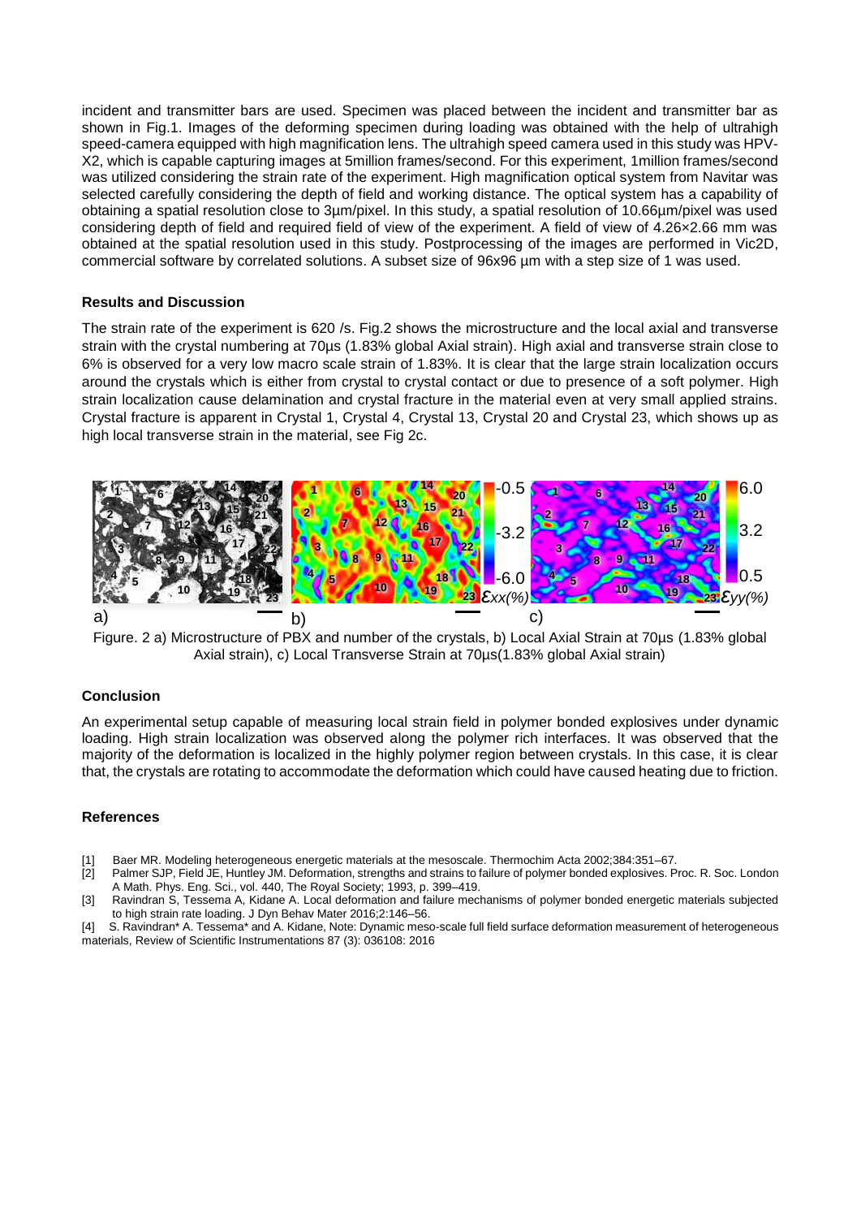incident and transmitter bars are used. Specimen was placed between the incident and transmitter bar as shown in Fig.1. Images of the deforming specimen during loading was obtained with the help of ultrahigh speed-camera equipped with high magnification lens. The ultrahigh speed camera used in this study was HPV-X2, which is capable capturing images at 5million frames/second. For this experiment, 1million frames/second was utilized considering the strain rate of the experiment. High magnification optical system from Navitar was selected carefully considering the depth of field and working distance. The optical system has a capability of obtaining a spatial resolution close to 3µm/pixel. In this study, a spatial resolution of 10.66µm/pixel was used considering depth of field and required field of view of the experiment. A field of view of 4.26×2.66 mm was obtained at the spatial resolution used in this study. Postprocessing of the images are performed in Vic2D, commercial software by correlated solutions. A subset size of 96x96 µm with a step size of 1 was used.

### Results and Discussion

The strain rate of the experiment is 620 /s. Fig.2 shows the microstructure and the local axial and transverse strain with the crystal numbering at 70µs (1.83% global Axial strain). High axial and transverse strain close to 6% is observed for a very low macro scale strain of 1.83%. It is clear that the large strain localization occurs around the crystals which is either from crystal to crystal contact or due to presence of a soft polymer. High strain localization cause delamination and crystal fracture in the material even at very small applied strains. Crystal fracture is apparent in Crystal 1, Crystal 4, Crystal 13, Crystal 20 and Crystal 23, which shows up as high local transverse strain in the material, see Fig 2c.

a) b) c)

-0.5
-3.2
-6.0
$\varepsilon_{xx}(\%)$

6.0
3.2
0.5
$\varepsilon_{yy}(\%)$

Figure. 2 a) Microstructure of PBX and number of the crystals, b) Local Axial Strain at 70µs (1.83% global Axial strain), c) Local Transverse Strain at 70µs(1.83% global Axial strain)

### Conclusion

An experimental setup capable of measuring local strain field in polymer bonded explosives under dynamic loading. High strain localization was observed along the polymer rich interfaces. It was observed that the majority of the deformation is localized in the highly polymer region between crystals. In this case, it is clear that, the crystals are rotating to accommodate the deformation which could have caused heating due to friction.

### References

[1] Baer MR. Modeling heterogeneous energetic materials at the mesoscale. Thermochim Acta 2002;384:351–67.

[2] Palmer SJP, Field JE, Huntley JM. Deformation, strengths and strains to failure of polymer bonded explosives. Proc. R. Soc. London A Math. Phys. Eng. Sci., vol. 440, The Royal Society; 1993, p. 399–419.

[3] Ravindran S, Tessema A, Kidane A. Local deformation and failure mechanisms of polymer bonded energetic materials subjected to high strain rate loading. J Dyn Behav Mater 2016;2:146–56.

[4] S. Ravindran* A. Tessema* and A. Kidane, Note: Dynamic meso-scale full field surface deformation measurement of heterogeneous materials, Review of Scientific Instrumentations 87 (3): 036108: 2016